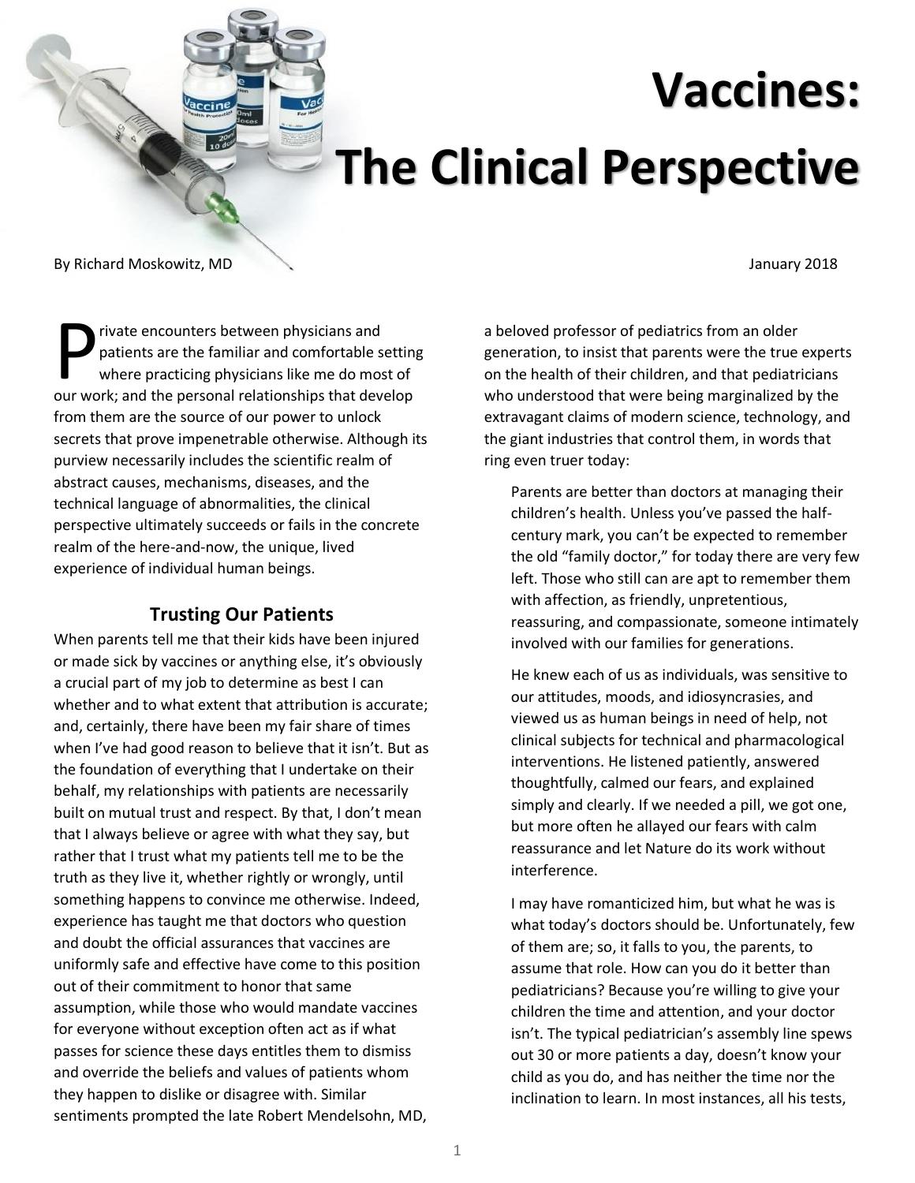# Vaccines: The Clinical Perspective

By Richard Moskowitz, MD

January 2018

Private encounters between physicians and patients are the familiar and comfortable setting where practicing physicians like me do most of our work; and the personal relationships that develop from them are the source of our power to unlock secrets that prove impenetrable otherwise. Although its purview necessarily includes the scientific realm of abstract causes, mechanisms, diseases, and the technical language of abnormalities, the clinical perspective ultimately succeeds or fails in the concrete realm of the here-and-now, the unique, lived experience of individual human beings.

## Trusting Our Patients

When parents tell me that their kids have been injured or made sick by vaccines or anything else, it's obviously a crucial part of my job to determine as best I can whether and to what extent that attribution is accurate; and, certainly, there have been my fair share of times when I've had good reason to believe that it isn't. But as the foundation of everything that I undertake on their behalf, my relationships with patients are necessarily built on mutual trust and respect. By that, I don't mean that I always believe or agree with what they say, but rather that I trust what my patients tell me to be the truth as they live it, whether rightly or wrongly, until something happens to convince me otherwise. Indeed, experience has taught me that doctors who question and doubt the official assurances that vaccines are uniformly safe and effective have come to this position out of their commitment to honor that same assumption, while those who would mandate vaccines for everyone without exception often act as if what passes for science these days entitles them to dismiss and override the beliefs and values of patients whom they happen to dislike or disagree with. Similar sentiments prompted the late Robert Mendelsohn, MD, a beloved professor of pediatrics from an older generation, to insist that parents were the true experts on the health of their children, and that pediatricians who understood that were being marginalized by the extravagant claims of modern science, technology, and the giant industries that control them, in words that ring even truer today:

> Parents are better than doctors at managing their children's health. Unless you've passed the half-century mark, you can't be expected to remember the old "family doctor," for today there are very few left. Those who still can are apt to remember them with affection, as friendly, unpretentious, reassuring, and compassionate, someone intimately involved with our families for generations.
>
> He knew each of us as individuals, was sensitive to our attitudes, moods, and idiosyncrasies, and viewed us as human beings in need of help, not clinical subjects for technical and pharmacological interventions. He listened patiently, answered thoughtfully, calmed our fears, and explained simply and clearly. If we needed a pill, we got one, but more often he allayed our fears with calm reassurance and let Nature do its work without interference.
>
> I may have romanticized him, but what he was is what today's doctors should be. Unfortunately, few of them are; so, it falls to you, the parents, to assume that role. How can you do it better than pediatricians? Because you're willing to give your children the time and attention, and your doctor isn't. The typical pediatrician's assembly line spews out 30 or more patients a day, doesn't know your child as you do, and has neither the time nor the inclination to learn. In most instances, all his tests,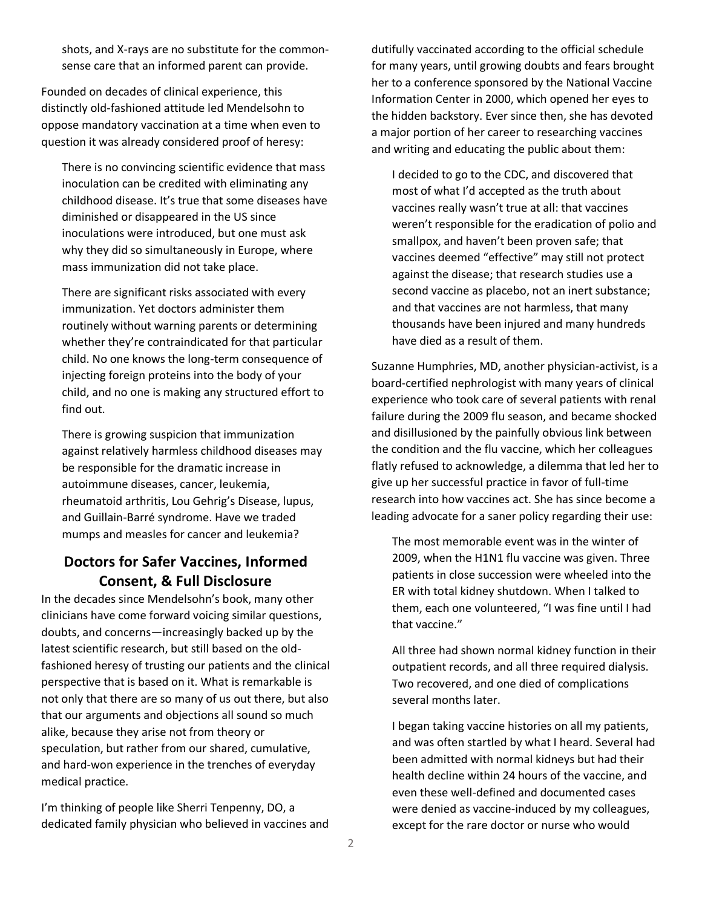shots, and X-rays are no substitute for the common-sense care that an informed parent can provide.

Founded on decades of clinical experience, this distinctly old-fashioned attitude led Mendelsohn to oppose mandatory vaccination at a time when even to question it was already considered proof of heresy:

> There is no convincing scientific evidence that mass inoculation can be credited with eliminating any childhood disease. It's true that some diseases have diminished or disappeared in the US since inoculations were introduced, but one must ask why they did so simultaneously in Europe, where mass immunization did not take place.
>
> There are significant risks associated with every immunization. Yet doctors administer them routinely without warning parents or determining whether they're contraindicated for that particular child. No one knows the long-term consequence of injecting foreign proteins into the body of your child, and no one is making any structured effort to find out.
>
> There is growing suspicion that immunization against relatively harmless childhood diseases may be responsible for the dramatic increase in autoimmune diseases, cancer, leukemia, rheumatoid arthritis, Lou Gehrig's Disease, lupus, and Guillain-Barré syndrome. Have we traded mumps and measles for cancer and leukemia?

## Doctors for Safer Vaccines, Informed Consent, & Full Disclosure

In the decades since Mendelsohn's book, many other clinicians have come forward voicing similar questions, doubts, and concerns—increasingly backed up by the latest scientific research, but still based on the old-fashioned heresy of trusting our patients and the clinical perspective that is based on it. What is remarkable is not only that there are so many of us out there, but also that our arguments and objections all sound so much alike, because they arise not from theory or speculation, but rather from our shared, cumulative, and hard-won experience in the trenches of everyday medical practice.

I'm thinking of people like Sherri Tenpenny, DO, a dedicated family physician who believed in vaccines and dutifully vaccinated according to the official schedule for many years, until growing doubts and fears brought her to a conference sponsored by the National Vaccine Information Center in 2000, which opened her eyes to the hidden backstory. Ever since then, she has devoted a major portion of her career to researching vaccines and writing and educating the public about them:

> I decided to go to the CDC, and discovered that most of what I'd accepted as the truth about vaccines really wasn't true at all: that vaccines weren't responsible for the eradication of polio and smallpox, and haven't been proven safe; that vaccines deemed "effective" may still not protect against the disease; that research studies use a second vaccine as placebo, not an inert substance; and that vaccines are not harmless, that many thousands have been injured and many hundreds have died as a result of them.

Suzanne Humphries, MD, another physician-activist, is a board-certified nephrologist with many years of clinical experience who took care of several patients with renal failure during the 2009 flu season, and became shocked and disillusioned by the painfully obvious link between the condition and the flu vaccine, which her colleagues flatly refused to acknowledge, a dilemma that led her to give up her successful practice in favor of full-time research into how vaccines act. She has since become a leading advocate for a saner policy regarding their use:

> The most memorable event was in the winter of 2009, when the H1N1 flu vaccine was given. Three patients in close succession were wheeled into the ER with total kidney shutdown. When I talked to them, each one volunteered, "I was fine until I had that vaccine."
>
> All three had shown normal kidney function in their outpatient records, and all three required dialysis. Two recovered, and one died of complications several months later.
>
> I began taking vaccine histories on all my patients, and was often startled by what I heard. Several had been admitted with normal kidneys but had their health decline within 24 hours of the vaccine, and even these well-defined and documented cases were denied as vaccine-induced by my colleagues, except for the rare doctor or nurse who would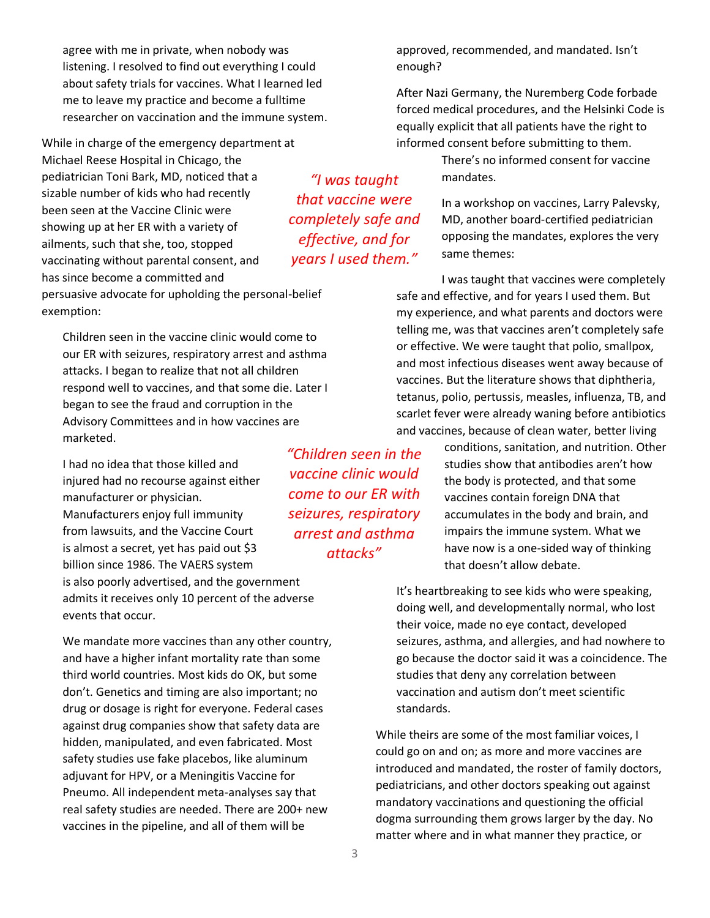agree with me in private, when nobody was listening. I resolved to find out everything I could about safety trials for vaccines. What I learned led me to leave my practice and become a fulltime researcher on vaccination and the immune system.

While in charge of the emergency department at Michael Reese Hospital in Chicago, the pediatrician Toni Bark, MD, noticed that a sizable number of kids who had recently been seen at the Vaccine Clinic were showing up at her ER with a variety of ailments, such that she, too, stopped vaccinating without parental consent, and has since become a committed and persuasive advocate for upholding the personal-belief exemption:

> Children seen in the vaccine clinic would come to our ER with seizures, respiratory arrest and asthma attacks. I began to realize that not all children respond well to vaccines, and that some die. Later I began to see the fraud and corruption in the Advisory Committees and in how vaccines are marketed.
>
> I had no idea that those killed and injured had no recourse against either manufacturer or physician. Manufacturers enjoy full immunity from lawsuits, and the Vaccine Court is almost a secret, yet has paid out $3 billion since 1986. The VAERS system is also poorly advertised, and the government admits it receives only 10 percent of the adverse events that occur.
>
> We mandate more vaccines than any other country, and have a higher infant mortality rate than some third world countries. Most kids do OK, but some don't. Genetics and timing are also important; no drug or dosage is right for everyone. Federal cases against drug companies show that safety data are hidden, manipulated, and even fabricated. Most safety studies use fake placebos, like aluminum adjuvant for HPV, or a Meningitis Vaccine for Pneumo. All independent meta-analyses say that real safety studies are needed. There are 200+ new vaccines in the pipeline, and all of them will be approved, recommended, and mandated. Isn't enough?
>
> After Nazi Germany, the Nuremberg Code forbade forced medical procedures, and the Helsinki Code is equally explicit that all patients have the right to informed consent before submitting to them. There's no informed consent for vaccine mandates.

*"Children seen in the vaccine clinic would come to our ER with seizures, respiratory arrest and asthma attacks"*

In a workshop on vaccines, Larry Palevsky, MD, another board-certified pediatrician opposing the mandates, explores the very same themes:

> I was taught that vaccines were completely safe and effective, and for years I used them. But my experience, and what parents and doctors were telling me, was that vaccines aren't completely safe or effective. We were taught that polio, smallpox, and most infectious diseases went away because of vaccines. But the literature shows that diphtheria, tetanus, polio, pertussis, measles, influenza, TB, and scarlet fever were already waning before antibiotics and vaccines, because of clean water, better living conditions, sanitation, and nutrition. Other studies show that antibodies aren't how the body is protected, and that some vaccines contain foreign DNA that accumulates in the body and brain, and impairs the immune system. What we have now is a one-sided way of thinking that doesn't allow debate.
>
> It's heartbreaking to see kids who were speaking, doing well, and developmentally normal, who lost their voice, made no eye contact, developed seizures, asthma, and allergies, and had nowhere to go because the doctor said it was a coincidence. The studies that deny any correlation between vaccination and autism don't meet scientific standards.

*"I was taught that vaccine were completely safe and effective, and for years I used them."*

While theirs are some of the most familiar voices, I could go on and on; as more and more vaccines are introduced and mandated, the roster of family doctors, pediatricians, and other doctors speaking out against mandatory vaccinations and questioning the official dogma surrounding them grows larger by the day. No matter where and in what manner they practice, or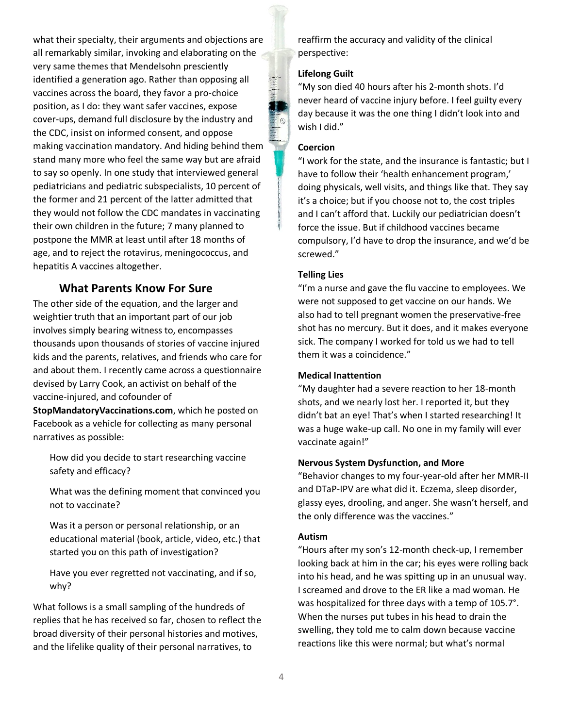what their specialty, their arguments and objections are all remarkably similar, invoking and elaborating on the very same themes that Mendelsohn presciently identified a generation ago. Rather than opposing all vaccines across the board, they favor a pro-choice position, as I do: they want safer vaccines, expose cover-ups, demand full disclosure by the industry and the CDC, insist on informed consent, and oppose making vaccination mandatory. And hiding behind them stand many more who feel the same way but are afraid to say so openly. In one study that interviewed general pediatricians and pediatric subspecialists, 10 percent of the former and 21 percent of the latter admitted that they would not follow the CDC mandates in vaccinating their own children in the future; 7 many planned to postpone the MMR at least until after 18 months of age, and to reject the rotavirus, meningococcus, and hepatitis A vaccines altogether.

## What Parents Know For Sure

The other side of the equation, and the larger and weightier truth that an important part of our job involves simply bearing witness to, encompasses thousands upon thousands of stories of vaccine injured kids and the parents, relatives, and friends who care for and about them. I recently came across a questionnaire devised by Larry Cook, an activist on behalf of the vaccine-injured, and cofounder of **StopMandatoryVaccinations.com**, which he posted on Facebook as a vehicle for collecting as many personal narratives as possible:

> How did you decide to start researching vaccine safety and efficacy?
>
> What was the defining moment that convinced you not to vaccinate?
>
> Was it a person or personal relationship, or an educational material (book, article, video, etc.) that started you on this path of investigation?
>
> Have you ever regretted not vaccinating, and if so, why?

What follows is a small sampling of the hundreds of replies that he has received so far, chosen to reflect the broad diversity of their personal histories and motives, and the lifelike quality of their personal narratives, to reaffirm the accuracy and validity of the clinical perspective:

**Lifelong Guilt**

"My son died 40 hours after his 2-month shots. I'd never heard of vaccine injury before. I feel guilty every day because it was the one thing I didn't look into and wish I did."

**Coercion**

"I work for the state, and the insurance is fantastic; but I have to follow their 'health enhancement program,' doing physicals, well visits, and things like that. They say it's a choice; but if you choose not to, the cost triples and I can't afford that. Luckily our pediatrician doesn't force the issue. But if childhood vaccines became compulsory, I'd have to drop the insurance, and we'd be screwed."

**Telling Lies**

"I'm a nurse and gave the flu vaccine to employees. We were not supposed to get vaccine on our hands. We also had to tell pregnant women the preservative-free shot has no mercury. But it does, and it makes everyone sick. The company I worked for told us we had to tell them it was a coincidence."

**Medical Inattention**

"My daughter had a severe reaction to her 18-month shots, and we nearly lost her. I reported it, but they didn't bat an eye! That's when I started researching! It was a huge wake-up call. No one in my family will ever vaccinate again!"

**Nervous System Dysfunction, and More**

"Behavior changes to my four-year-old after her MMR-II and DTaP-IPV are what did it. Eczema, sleep disorder, glassy eyes, drooling, and anger. She wasn't herself, and the only difference was the vaccines."

**Autism**

"Hours after my son's 12-month check-up, I remember looking back at him in the car; his eyes were rolling back into his head, and he was spitting up in an unusual way. I screamed and drove to the ER like a mad woman. He was hospitalized for three days with a temp of 105.7°. When the nurses put tubes in his head to drain the swelling, they told me to calm down because vaccine reactions like this were normal; but what's normal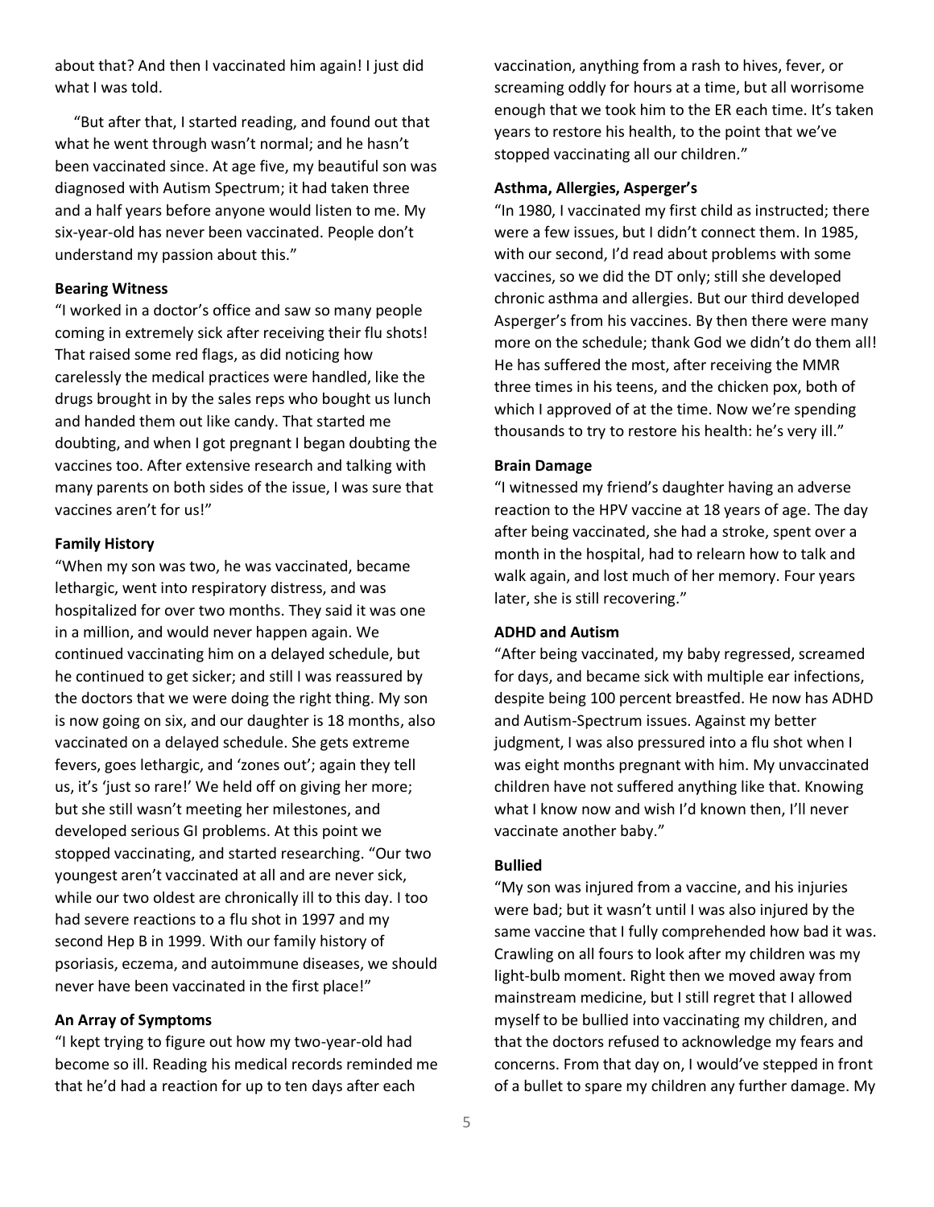about that? And then I vaccinated him again! I just did what I was told.

"But after that, I started reading, and found out that what he went through wasn't normal; and he hasn't been vaccinated since. At age five, my beautiful son was diagnosed with Autism Spectrum; it had taken three and a half years before anyone would listen to me. My six-year-old has never been vaccinated. People don't understand my passion about this."

**Bearing Witness**

"I worked in a doctor's office and saw so many people coming in extremely sick after receiving their flu shots! That raised some red flags, as did noticing how carelessly the medical practices were handled, like the drugs brought in by the sales reps who bought us lunch and handed them out like candy. That started me doubting, and when I got pregnant I began doubting the vaccines too. After extensive research and talking with many parents on both sides of the issue, I was sure that vaccines aren't for us!"

**Family History**

"When my son was two, he was vaccinated, became lethargic, went into respiratory distress, and was hospitalized for over two months. They said it was one in a million, and would never happen again. We continued vaccinating him on a delayed schedule, but he continued to get sicker; and still I was reassured by the doctors that we were doing the right thing. My son is now going on six, and our daughter is 18 months, also vaccinated on a delayed schedule. She gets extreme fevers, goes lethargic, and 'zones out'; again they tell us, it's 'just so rare!' We held off on giving her more; but she still wasn't meeting her milestones, and developed serious GI problems. At this point we stopped vaccinating, and started researching. "Our two youngest aren't vaccinated at all and are never sick, while our two oldest are chronically ill to this day. I too had severe reactions to a flu shot in 1997 and my second Hep B in 1999. With our family history of psoriasis, eczema, and autoimmune diseases, we should never have been vaccinated in the first place!"

**An Array of Symptoms**

"I kept trying to figure out how my two-year-old had become so ill. Reading his medical records reminded me that he'd had a reaction for up to ten days after each vaccination, anything from a rash to hives, fever, or screaming oddly for hours at a time, but all worrisome enough that we took him to the ER each time. It's taken years to restore his health, to the point that we've stopped vaccinating all our children."

**Asthma, Allergies, Asperger's**

"In 1980, I vaccinated my first child as instructed; there were a few issues, but I didn't connect them. In 1985, with our second, I'd read about problems with some vaccines, so we did the DT only; still she developed chronic asthma and allergies. But our third developed Asperger's from his vaccines. By then there were many more on the schedule; thank God we didn't do them all! He has suffered the most, after receiving the MMR three times in his teens, and the chicken pox, both of which I approved of at the time. Now we're spending thousands to try to restore his health: he's very ill."

**Brain Damage**

"I witnessed my friend's daughter having an adverse reaction to the HPV vaccine at 18 years of age. The day after being vaccinated, she had a stroke, spent over a month in the hospital, had to relearn how to talk and walk again, and lost much of her memory. Four years later, she is still recovering."

**ADHD and Autism**

"After being vaccinated, my baby regressed, screamed for days, and became sick with multiple ear infections, despite being 100 percent breastfed. He now has ADHD and Autism-Spectrum issues. Against my better judgment, I was also pressured into a flu shot when I was eight months pregnant with him. My unvaccinated children have not suffered anything like that. Knowing what I know now and wish I'd known then, I'll never vaccinate another baby."

**Bullied**

"My son was injured from a vaccine, and his injuries were bad; but it wasn't until I was also injured by the same vaccine that I fully comprehended how bad it was. Crawling on all fours to look after my children was my light-bulb moment. Right then we moved away from mainstream medicine, but I still regret that I allowed myself to be bullied into vaccinating my children, and that the doctors refused to acknowledge my fears and concerns. From that day on, I would've stepped in front of a bullet to spare my children any further damage. My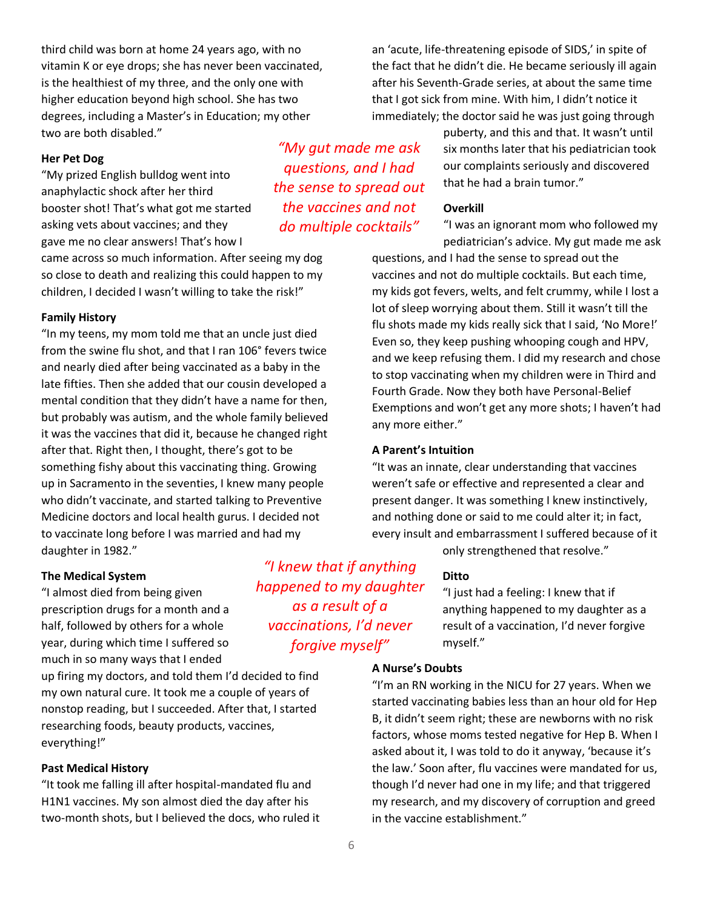third child was born at home 24 years ago, with no vitamin K or eye drops; she has never been vaccinated, is the healthiest of my three, and the only one with higher education beyond high school. She has two degrees, including a Master's in Education; my other two are both disabled."

**Her Pet Dog**

"My prized English bulldog went into anaphylactic shock after her third booster shot! That's what got me started asking vets about vaccines; and they gave me no clear answers! That's how I came across so much information. After seeing my dog so close to death and realizing this could happen to my children, I decided I wasn't willing to take the risk!"

**Family History**

"In my teens, my mom told me that an uncle just died from the swine flu shot, and that I ran 106° fevers twice and nearly died after being vaccinated as a baby in the late fifties. Then she added that our cousin developed a mental condition that they didn't have a name for then, but probably was autism, and the whole family believed it was the vaccines that did it, because he changed right after that. Right then, I thought, there's got to be something fishy about this vaccinating thing. Growing up in Sacramento in the seventies, I knew many people who didn't vaccinate, and started talking to Preventive Medicine doctors and local health gurus. I decided not to vaccinate long before I was married and had my daughter in 1982."

**The Medical System**

"I almost died from being given prescription drugs for a month and a half, followed by others for a whole year, during which time I suffered so much in so many ways that I ended up firing my doctors, and told them I'd decided to find my own natural cure. It took me a couple of years of nonstop reading, but I succeeded. After that, I started researching foods, beauty products, vaccines, everything!"

**Past Medical History**

"It took me falling ill after hospital-mandated flu and H1N1 vaccines. My son almost died the day after his two-month shots, but I believed the docs, who ruled it an 'acute, life-threatening episode of SIDS,' in spite of the fact that he didn't die. He became seriously ill again after his Seventh-Grade series, at about the same time that I got sick from mine. With him, I didn't notice it immediately; the doctor said he was just going through puberty, and this and that. It wasn't until six months later that his pediatrician took our complaints seriously and discovered that he had a brain tumor."

*"My gut made me ask questions, and I had the sense to spread out the vaccines and not do multiple cocktails"*

**Overkill**

"I was an ignorant mom who followed my pediatrician's advice. My gut made me ask questions, and I had the sense to spread out the vaccines and not do multiple cocktails. But each time, my kids got fevers, welts, and felt crummy, while I lost a lot of sleep worrying about them. Still it wasn't till the flu shots made my kids really sick that I said, 'No More!' Even so, they keep pushing whooping cough and HPV, and we keep refusing them. I did my research and chose to stop vaccinating when my children were in Third and Fourth Grade. Now they both have Personal-Belief Exemptions and won't get any more shots; I haven't had any more either."

**A Parent's Intuition**

"It was an innate, clear understanding that vaccines weren't safe or effective and represented a clear and present danger. It was something I knew instinctively, and nothing done or said to me could alter it; in fact, every insult and embarrassment I suffered because of it only strengthened that resolve."

*"I knew that if anything happened to my daughter as a result of a vaccinations, I'd never forgive myself"*

**Ditto**

"I just had a feeling: I knew that if anything happened to my daughter as a result of a vaccination, I'd never forgive myself."

**A Nurse's Doubts**

"I'm an RN working in the NICU for 27 years. When we started vaccinating babies less than an hour old for Hep B, it didn't seem right; these are newborns with no risk factors, whose moms tested negative for Hep B. When I asked about it, I was told to do it anyway, 'because it's the law.' Soon after, flu vaccines were mandated for us, though I'd never had one in my life; and that triggered my research, and my discovery of corruption and greed in the vaccine establishment."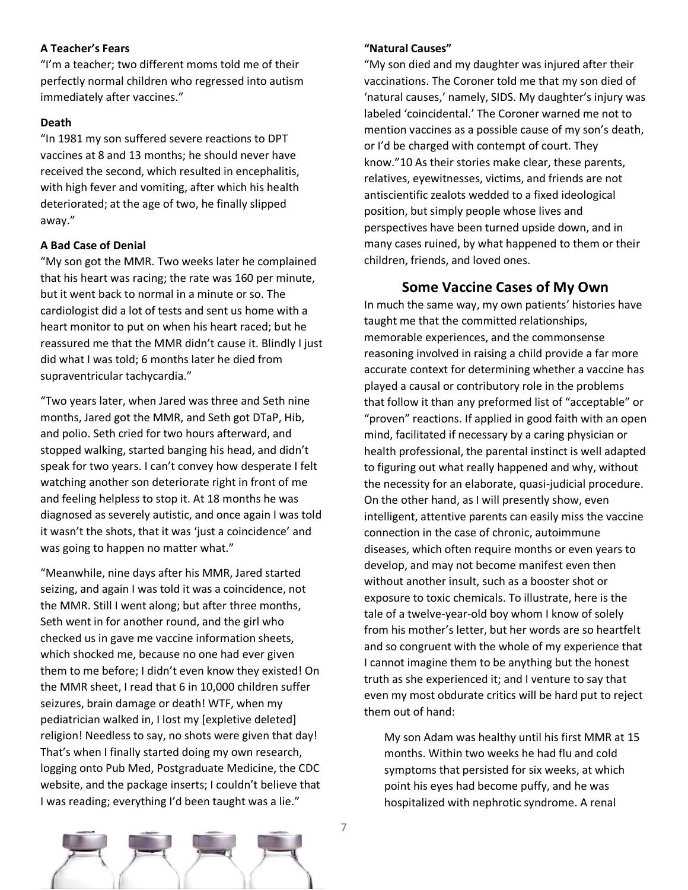**A Teacher's Fears**

"I'm a teacher; two different moms told me of their perfectly normal children who regressed into autism immediately after vaccines."

**Death**

"In 1981 my son suffered severe reactions to DPT vaccines at 8 and 13 months; he should never have received the second, which resulted in encephalitis, with high fever and vomiting, after which his health deteriorated; at the age of two, he finally slipped away."

**A Bad Case of Denial**

"My son got the MMR. Two weeks later he complained that his heart was racing; the rate was 160 per minute, but it went back to normal in a minute or so. The cardiologist did a lot of tests and sent us home with a heart monitor to put on when his heart raced; but he reassured me that the MMR didn't cause it. Blindly I just did what I was told; 6 months later he died from supraventricular tachycardia."

"Two years later, when Jared was three and Seth nine months, Jared got the MMR, and Seth got DTaP, Hib, and polio. Seth cried for two hours afterward, and stopped walking, started banging his head, and didn't speak for two years. I can't convey how desperate I felt watching another son deteriorate right in front of me and feeling helpless to stop it. At 18 months he was diagnosed as severely autistic, and once again I was told it wasn't the shots, that it was 'just a coincidence' and was going to happen no matter what."

"Meanwhile, nine days after his MMR, Jared started seizing, and again I was told it was a coincidence, not the MMR. Still I went along; but after three months, Seth went in for another round, and the girl who checked us in gave me vaccine information sheets, which shocked me, because no one had ever given them to me before; I didn't even know they existed! On the MMR sheet, I read that 6 in 10,000 children suffer seizures, brain damage or death! WTF, when my pediatrician walked in, I lost my [expletive deleted] religion! Needless to say, no shots were given that day! That's when I finally started doing my own research, logging onto Pub Med, Postgraduate Medicine, the CDC website, and the package inserts; I couldn't believe that I was reading; everything I'd been taught was a lie."

**"Natural Causes"**

"My son died and my daughter was injured after their vaccinations. The Coroner told me that my son died of 'natural causes,' namely, SIDS. My daughter's injury was labeled 'coincidental.' The Coroner warned me not to mention vaccines as a possible cause of my son's death, or I'd be charged with contempt of court. They know."[10] As their stories make clear, these parents, relatives, eyewitnesses, victims, and friends are not antiscientific zealots wedded to a fixed ideological position, but simply people whose lives and perspectives have been turned upside down, and in many cases ruined, by what happened to them or their children, friends, and loved ones.

## Some Vaccine Cases of My Own

In much the same way, my own patients' histories have taught me that the committed relationships, memorable experiences, and the commonsense reasoning involved in raising a child provide a far more accurate context for determining whether a vaccine has played a causal or contributory role in the problems that follow it than any preformed list of "acceptable" or "proven" reactions. If applied in good faith with an open mind, facilitated if necessary by a caring physician or health professional, the parental instinct is well adapted to figuring out what really happened and why, without the necessity for an elaborate, quasi-judicial procedure. On the other hand, as I will presently show, even intelligent, attentive parents can easily miss the vaccine connection in the case of chronic, autoimmune diseases, which often require months or even years to develop, and may not become manifest even then without another insult, such as a booster shot or exposure to toxic chemicals. To illustrate, here is the tale of a twelve-year-old boy whom I know of solely from his mother's letter, but her words are so heartfelt and so congruent with the whole of my experience that I cannot imagine them to be anything but the honest truth as she experienced it; and I venture to say that even my most obdurate critics will be hard put to reject them out of hand:

> My son Adam was healthy until his first MMR at 15 months. Within two weeks he had flu and cold symptoms that persisted for six weeks, at which point his eyes had become puffy, and he was hospitalized with nephrotic syndrome. A renal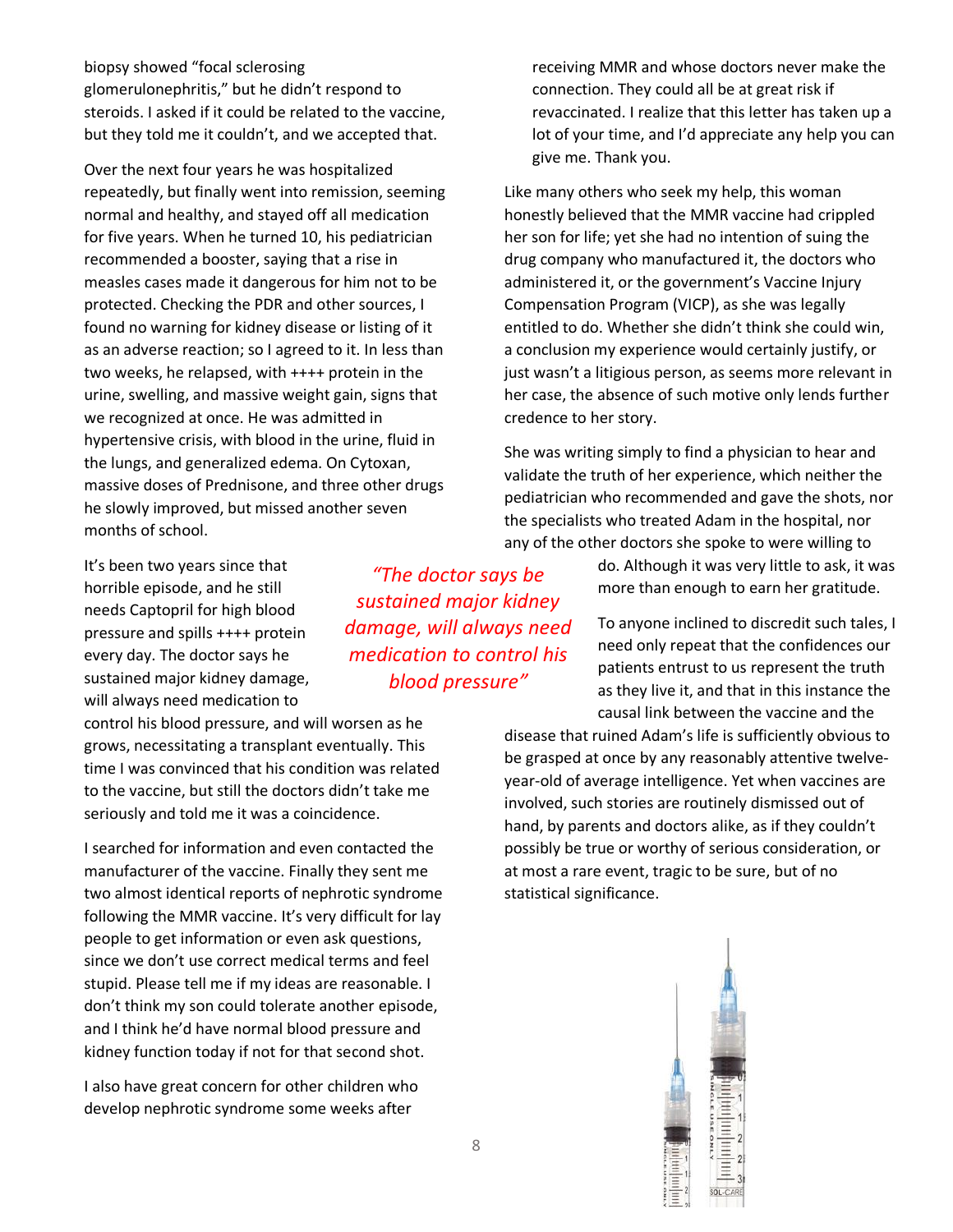biopsy showed "focal sclerosing glomerulonephritis," but he didn't respond to steroids. I asked if it could be related to the vaccine, but they told me it couldn't, and we accepted that.

Over the next four years he was hospitalized repeatedly, but finally went into remission, seeming normal and healthy, and stayed off all medication for five years. When he turned 10, his pediatrician recommended a booster, saying that a rise in measles cases made it dangerous for him not to be protected. Checking the PDR and other sources, I found no warning for kidney disease or listing of it as an adverse reaction; so I agreed to it. In less than two weeks, he relapsed, with ++++ protein in the urine, swelling, and massive weight gain, signs that we recognized at once. He was admitted in hypertensive crisis, with blood in the urine, fluid in the lungs, and generalized edema. On Cytoxan, massive doses of Prednisone, and three other drugs he slowly improved, but missed another seven months of school.

It's been two years since that horrible episode, and he still needs Captopril for high blood pressure and spills ++++ protein every day. The doctor says he sustained major kidney damage, will always need medication to control his blood pressure, and will worsen as he grows, necessitating a transplant eventually. This time I was convinced that his condition was related to the vaccine, but still the doctors didn't take me seriously and told me it was a coincidence.

*"The doctor says he sustained major kidney damage, will always need medication to control his blood pressure"*

I searched for information and even contacted the manufacturer of the vaccine. Finally they sent me two almost identical reports of nephrotic syndrome following the MMR vaccine. It's very difficult for lay people to get information or even ask questions, since we don't use correct medical terms and feel stupid. Please tell me if my ideas are reasonable. I don't think my son could tolerate another episode, and I think he'd have normal blood pressure and kidney function today if not for that second shot.

I also have great concern for other children who develop nephrotic syndrome some weeks after receiving MMR and whose doctors never make the connection. They could all be at great risk if revaccinated. I realize that this letter has taken up a lot of your time, and I'd appreciate any help you can give me. Thank you.

Like many others who seek my help, this woman honestly believed that the MMR vaccine had crippled her son for life; yet she had no intention of suing the drug company who manufactured it, the doctors who administered it, or the government's Vaccine Injury Compensation Program (VICP), as she was legally entitled to do. Whether she didn't think she could win, a conclusion my experience would certainly justify, or just wasn't a litigious person, as seems more relevant in her case, the absence of such motive only lends further credence to her story.

She was writing simply to find a physician to hear and validate the truth of her experience, which neither the pediatrician who recommended and gave the shots, nor the specialists who treated Adam in the hospital, nor any of the other doctors she spoke to were willing to do. Although it was very little to ask, it was more than enough to earn her gratitude.

To anyone inclined to discredit such tales, I need only repeat that the confidences our patients entrust to us represent the truth as they live it, and that in this instance the causal link between the vaccine and the disease that ruined Adam's life is sufficiently obvious to be grasped at once by any reasonably attentive twelve-year-old of average intelligence. Yet when vaccines are involved, such stories are routinely dismissed out of hand, by parents and doctors alike, as if they couldn't possibly be true or worthy of serious consideration, or at most a rare event, tragic to be sure, but of no statistical significance.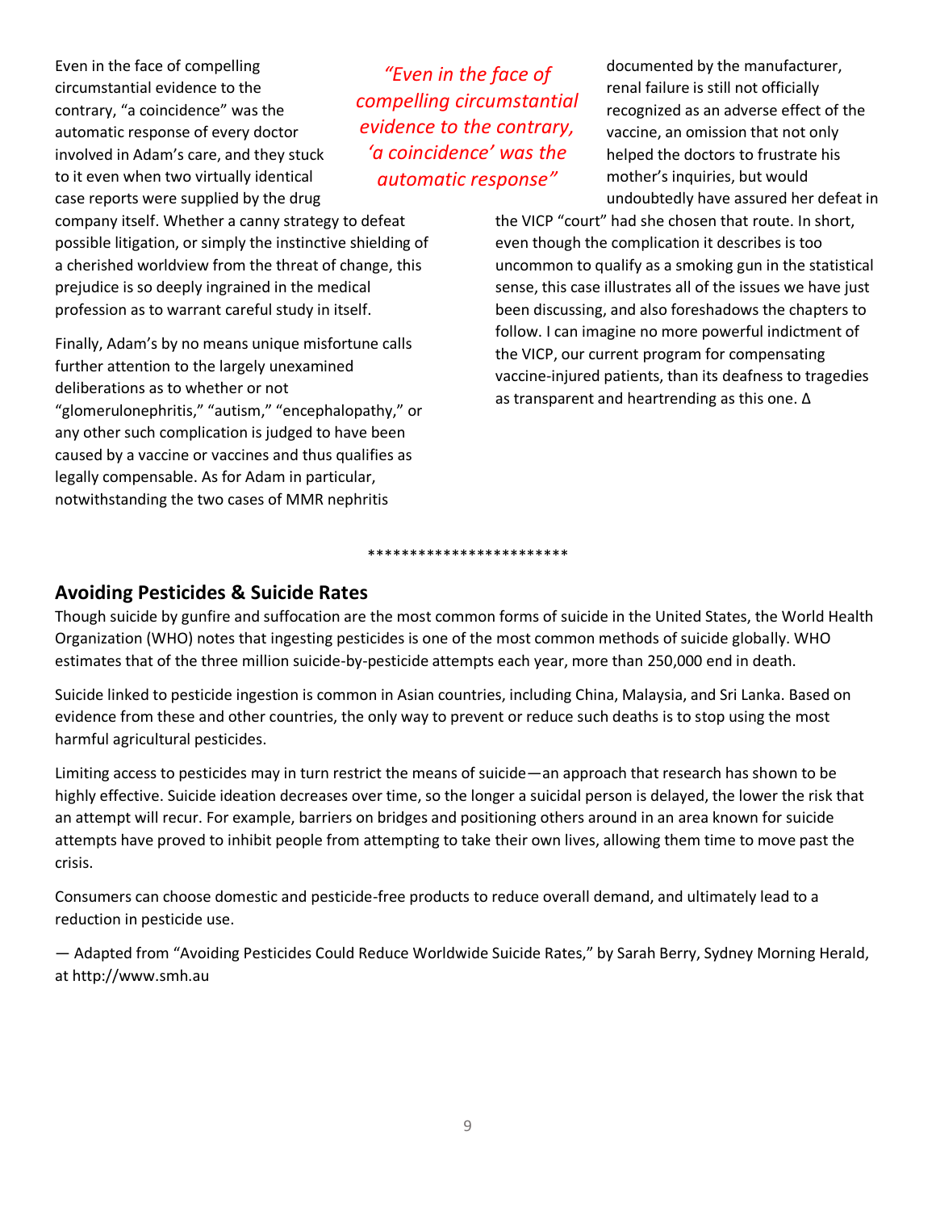Even in the face of compelling circumstantial evidence to the contrary, "a coincidence" was the automatic response of every doctor involved in Adam's care, and they stuck to it even when two virtually identical case reports were supplied by the drug company itself. Whether a canny strategy to defeat possible litigation, or simply the instinctive shielding of a cherished worldview from the threat of change, this prejudice is so deeply ingrained in the medical profession as to warrant careful study in itself.

*"Even in the face of compelling circumstantial evidence to the contrary, 'a coincidence' was the automatic response"*

Finally, Adam's by no means unique misfortune calls further attention to the largely unexamined deliberations as to whether or not "glomerulonephritis," "autism," "encephalopathy," or any other such complication is judged to have been caused by a vaccine or vaccines and thus qualifies as legally compensable. As for Adam in particular, notwithstanding the two cases of MMR nephritis documented by the manufacturer, renal failure is still not officially recognized as an adverse effect of the vaccine, an omission that not only helped the doctors to frustrate his mother's inquiries, but would undoubtedly have assured her defeat in the VICP "court" had she chosen that route. In short, even though the complication it describes is too uncommon to qualify as a smoking gun in the statistical sense, this case illustrates all of the issues we have just been discussing, and also foreshadows the chapters to follow. I can imagine no more powerful indictment of the VICP, our current program for compensating vaccine-injured patients, than its deafness to tragedies as transparent and heartrending as this one. Δ

************************

## Avoiding Pesticides & Suicide Rates

Though suicide by gunfire and suffocation are the most common forms of suicide in the United States, the World Health Organization (WHO) notes that ingesting pesticides is one of the most common methods of suicide globally. WHO estimates that of the three million suicide-by-pesticide attempts each year, more than 250,000 end in death.

Suicide linked to pesticide ingestion is common in Asian countries, including China, Malaysia, and Sri Lanka. Based on evidence from these and other countries, the only way to prevent or reduce such deaths is to stop using the most harmful agricultural pesticides.

Limiting access to pesticides may in turn restrict the means of suicide—an approach that research has shown to be highly effective. Suicide ideation decreases over time, so the longer a suicidal person is delayed, the lower the risk that an attempt will recur. For example, barriers on bridges and positioning others around in an area known for suicide attempts have proved to inhibit people from attempting to take their own lives, allowing them time to move past the crisis.

Consumers can choose domestic and pesticide-free products to reduce overall demand, and ultimately lead to a reduction in pesticide use.

— Adapted from "Avoiding Pesticides Could Reduce Worldwide Suicide Rates," by Sarah Berry, Sydney Morning Herald, at http://www.smh.au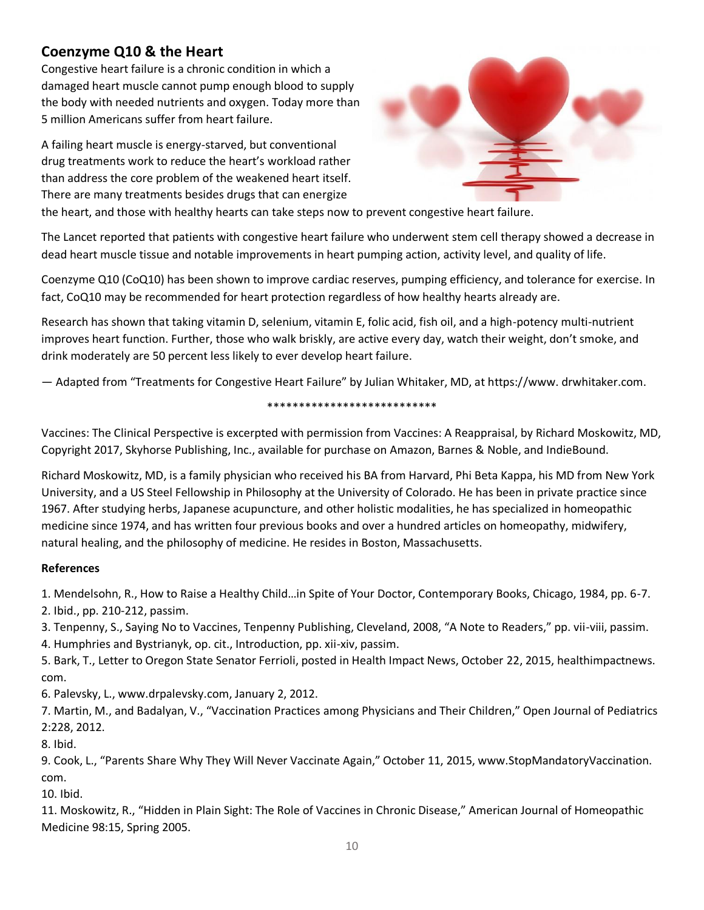## Coenzyme Q10 & the Heart

Congestive heart failure is a chronic condition in which a damaged heart muscle cannot pump enough blood to supply the body with needed nutrients and oxygen. Today more than 5 million Americans suffer from heart failure.

A failing heart muscle is energy-starved, but conventional drug treatments work to reduce the heart's workload rather than address the core problem of the weakened heart itself. There are many treatments besides drugs that can energize the heart, and those with healthy hearts can take steps now to prevent congestive heart failure.

The Lancet reported that patients with congestive heart failure who underwent stem cell therapy showed a decrease in dead heart muscle tissue and notable improvements in heart pumping action, activity level, and quality of life.

Coenzyme Q10 (CoQ10) has been shown to improve cardiac reserves, pumping efficiency, and tolerance for exercise. In fact, CoQ10 may be recommended for heart protection regardless of how healthy hearts already are.

Research has shown that taking vitamin D, selenium, vitamin E, folic acid, fish oil, and a high-potency multi-nutrient improves heart function. Further, those who walk briskly, are active every day, watch their weight, don't smoke, and drink moderately are 50 percent less likely to ever develop heart failure.

— Adapted from "Treatments for Congestive Heart Failure" by Julian Whitaker, MD, at https://www. drwhitaker.com.

***************************

Vaccines: The Clinical Perspective is excerpted with permission from Vaccines: A Reappraisal, by Richard Moskowitz, MD, Copyright 2017, Skyhorse Publishing, Inc., available for purchase on Amazon, Barnes & Noble, and IndieBound.

Richard Moskowitz, MD, is a family physician who received his BA from Harvard, Phi Beta Kappa, his MD from New York University, and a US Steel Fellowship in Philosophy at the University of Colorado. He has been in private practice since 1967. After studying herbs, Japanese acupuncture, and other holistic modalities, he has specialized in homeopathic medicine since 1974, and has written four previous books and over a hundred articles on homeopathy, midwifery, natural healing, and the philosophy of medicine. He resides in Boston, Massachusetts.

**References**

1. Mendelsohn, R., How to Raise a Healthy Child…in Spite of Your Doctor, Contemporary Books, Chicago, 1984, pp. 6-7.
2. Ibid., pp. 210-212, passim.
3. Tenpenny, S., Saying No to Vaccines, Tenpenny Publishing, Cleveland, 2008, "A Note to Readers," pp. vii-viii, passim.
4. Humphries and Bystrianyk, op. cit., Introduction, pp. xii-xiv, passim.
5. Bark, T., Letter to Oregon State Senator Ferrioli, posted in Health Impact News, October 22, 2015, healthimpactnews.com.
6. Palevsky, L., www.drpalevsky.com, January 2, 2012.
7. Martin, M., and Badalyan, V., "Vaccination Practices among Physicians and Their Children," Open Journal of Pediatrics 2:228, 2012.
8. Ibid.
9. Cook, L., "Parents Share Why They Will Never Vaccinate Again," October 11, 2015, www.StopMandatoryVaccination.com.
10. Ibid.
11. Moskowitz, R., "Hidden in Plain Sight: The Role of Vaccines in Chronic Disease," American Journal of Homeopathic Medicine 98:15, Spring 2005.